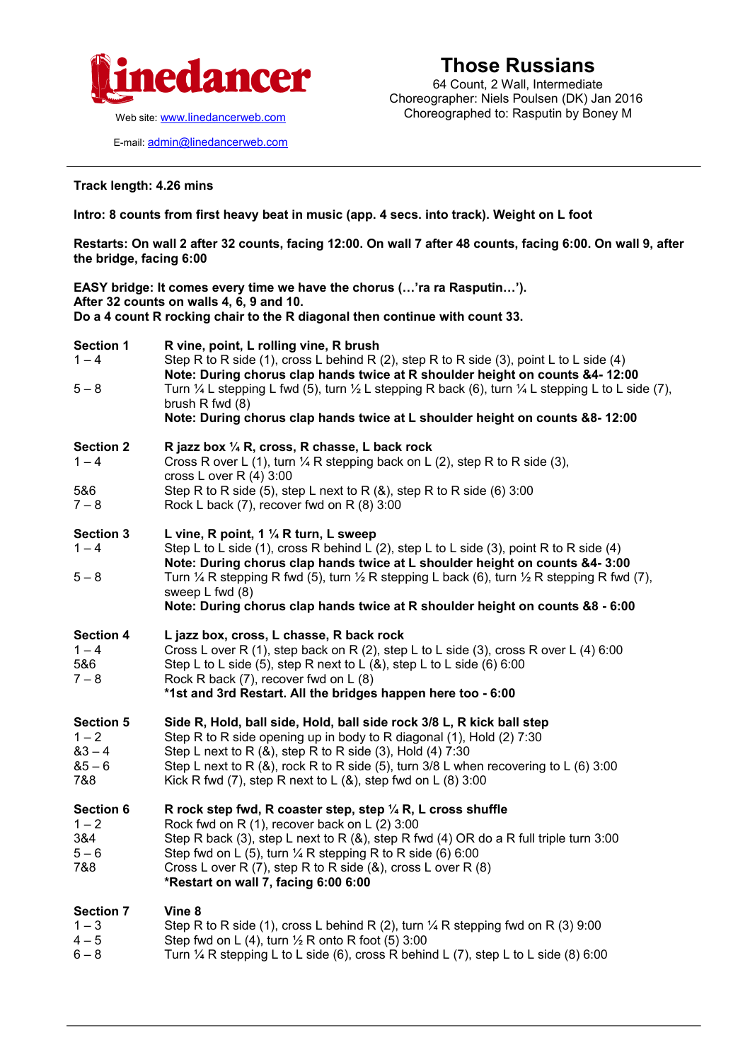linedancer

Web site: www.linedancerweb.com

E-mail: admin@linedancerweb.com

# Those Russians

64 Count, 2 Wall, Intermediate
Choreographer: Niels Poulsen (DK) Jan 2016
Choreographed to: Rasputin by Boney M

---

**Track length: 4.26 mins**

**Intro: 8 counts from first heavy beat in music (app. 4 secs. into track). Weight on L foot**

**Restarts: On wall 2 after 32 counts, facing 12:00. On wall 7 after 48 counts, facing 6:00. On wall 9, after the bridge, facing 6:00**

**EASY bridge: It comes every time we have the chorus (…'ra ra Rasputin…').**
**After 32 counts on walls 4, 6, 9 and 10.**
**Do a 4 count R rocking chair to the R diagonal then continue with count 33.**

| | |
|---|---|
| **Section 1** | **R vine, point, L rolling vine, R brush** |
| 1 – 4 | Step R to R side (1), cross L behind R (2), step R to R side (3), point L to L side (4) |
| | **Note: During chorus clap hands twice at R shoulder height on counts &4- 12:00** |
| 5 – 8 | Turn ¼ L stepping L fwd (5), turn ½ L stepping R back (6), turn ¼ L stepping L to L side (7), brush R fwd (8) |
| | **Note: During chorus clap hands twice at L shoulder height on counts &8- 12:00** |
| **Section 2** | **R jazz box ¼ R, cross, R chasse, L back rock** |
| 1 – 4 | Cross R over L (1), turn ¼ R stepping back on L (2), step R to R side (3), cross L over R (4) 3:00 |
| 5&6 | Step R to R side (5), step L next to R (&), step R to R side (6) 3:00 |
| 7 – 8 | Rock L back (7), recover fwd on R (8) 3:00 |
| **Section 3** | **L vine, R point, 1 ¼ R turn, L sweep** |
| 1 – 4 | Step L to L side (1), cross R behind L (2), step L to L side (3), point R to R side (4) |
| | **Note: During chorus clap hands twice at L shoulder height on counts &4- 3:00** |
| 5 – 8 | Turn ¼ R stepping R fwd (5), turn ½ R stepping L back (6), turn ½ R stepping R fwd (7), sweep L fwd (8) |
| | **Note: During chorus clap hands twice at R shoulder height on counts &8 - 6:00** |
| **Section 4** | **L jazz box, cross, L chasse, R back rock** |
| 1 – 4 | Cross L over R (1), step back on R (2), step L to L side (3), cross R over L (4) 6:00 |
| 5&6 | Step L to L side (5), step R next to L (&), step L to L side (6) 6:00 |
| 7 – 8 | Rock R back (7), recover fwd on L (8) |
| | **\*1st and 3rd Restart. All the bridges happen here too - 6:00** |
| **Section 5** | **Side R, Hold, ball side, Hold, ball side rock 3/8 L, R kick ball step** |
| 1 – 2 | Step R to R side opening up in body to R diagonal (1), Hold (2) 7:30 |
| &3 – 4 | Step L next to R (&), step R to R side (3), Hold (4) 7:30 |
| &5 – 6 | Step L next to R (&), rock R to R side (5), turn 3/8 L when recovering to L (6) 3:00 |
| 7&8 | Kick R fwd (7), step R next to L (&), step fwd on L (8) 3:00 |
| **Section 6** | **R rock step fwd, R coaster step, step ¼ R, L cross shuffle** |
| 1 – 2 | Rock fwd on R (1), recover back on L (2) 3:00 |
| 3&4 | Step R back (3), step L next to R (&), step R fwd (4) OR do a R full triple turn 3:00 |
| 5 – 6 | Step fwd on L (5), turn ¼ R stepping R to R side (6) 6:00 |
| 7&8 | Cross L over R (7), step R to R side (&), cross L over R (8) |
| | **\*Restart on wall 7, facing 6:00 6:00** |
| **Section 7** | **Vine 8** |
| 1 – 3 | Step R to R side (1), cross L behind R (2), turn ¼ R stepping fwd on R (3) 9:00 |
| 4 – 5 | Step fwd on L (4), turn ½ R onto R foot (5) 3:00 |
| 6 – 8 | Turn ¼ R stepping L to L side (6), cross R behind L (7), step L to L side (8) 6:00 |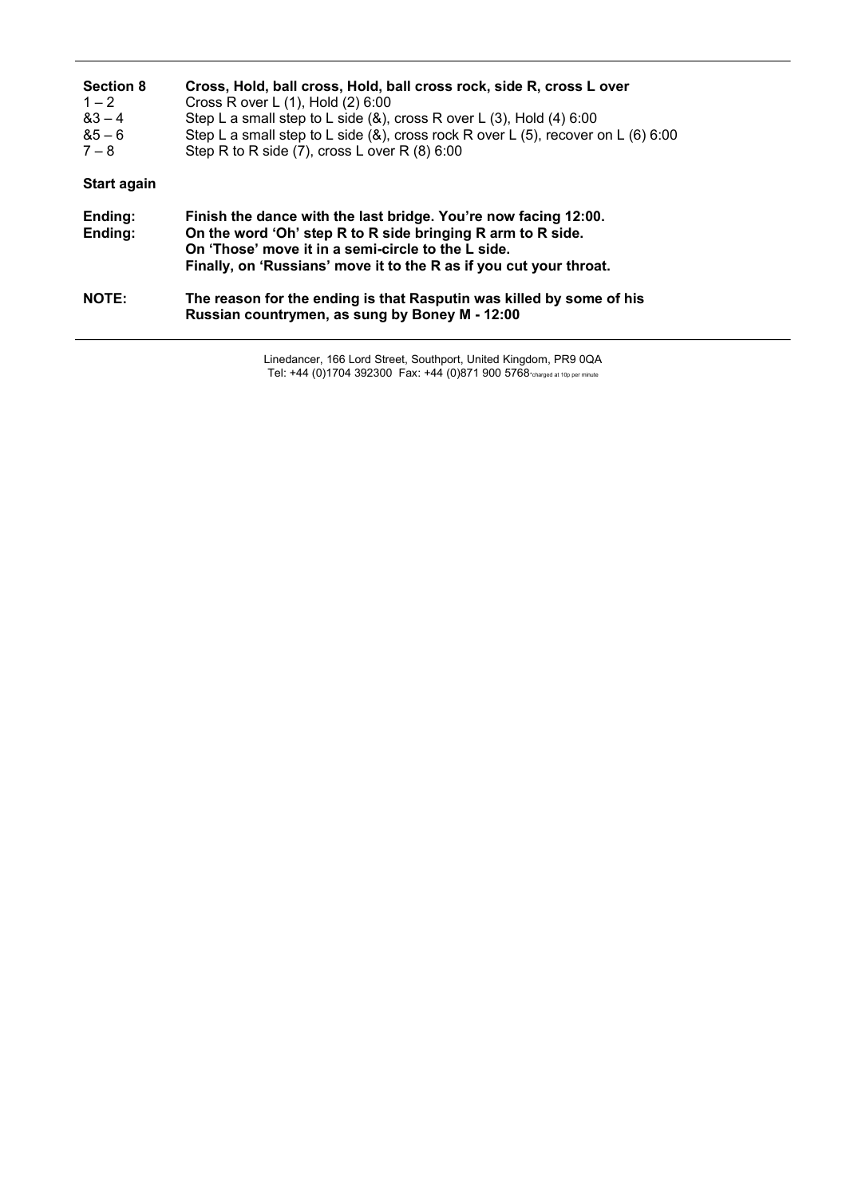| | | |
|---|---|---|
| **Section 8** | **Cross, Hold, ball cross, Hold, ball cross rock, side R, cross L over** |
| 1 – 2 | Cross R over L (1), Hold (2) 6:00 |
| &3 – 4 | Step L a small step to L side (&), cross R over L (3), Hold (4) 6:00 |
| &5 – 6 | Step L a small step to L side (&), cross rock R over L (5), recover on L (6) 6:00 |
| 7 – 8 | Step R to R side (7), cross L over R (8) 6:00 |

**Start again**

**Ending:** **Finish the dance with the last bridge. You're now facing 12:00.**

**Ending:** **On the word 'Oh' step R to R side bringing R arm to R side.**
**On 'Those' move it in a semi-circle to the L side.**
**Finally, on 'Russians' move it to the R as if you cut your throat.**

**NOTE:** **The reason for the ending is that Rasputin was killed by some of his Russian countrymen, as sung by Boney M - 12:00**

Linedancer, 166 Lord Street, Southport, United Kingdom, PR9 0QA
Tel: +44 (0)1704 392300 Fax: +44 (0)871 900 5768*charged at 10p per minute